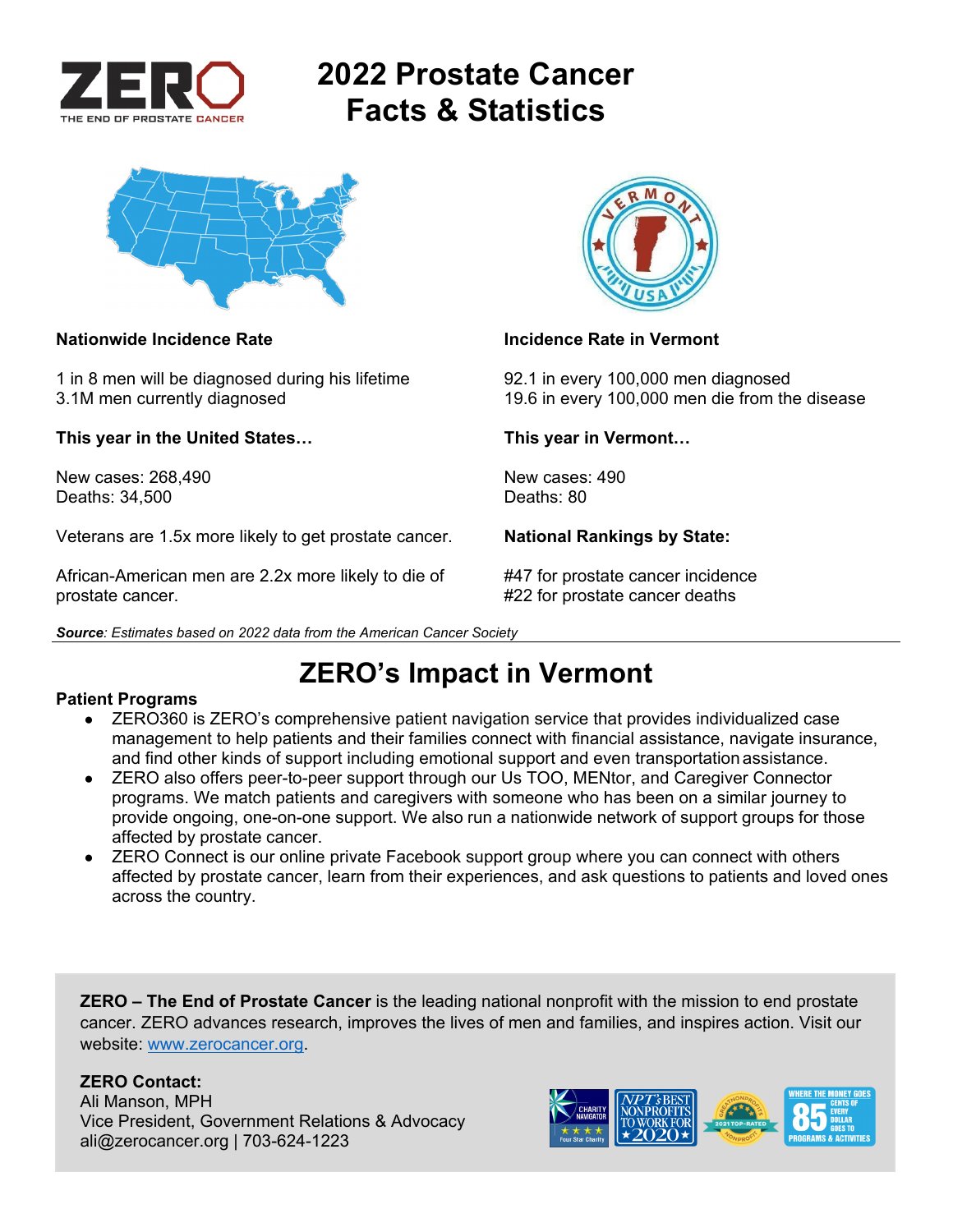ZERO
THE END OF PROSTATE CANCER

# 2022 Prostate Cancer Facts & Statistics

**Nationwide Incidence Rate**

1 in 8 men will be diagnosed during his lifetime
3.1M men currently diagnosed

**This year in the United States…**

New cases: 268,490
Deaths: 34,500

Veterans are 1.5x more likely to get prostate cancer.

African-American men are 2.2x more likely to die of prostate cancer.

**Incidence Rate in Vermont**

92.1 in every 100,000 men diagnosed
19.6 in every 100,000 men die from the disease

**This year in Vermont…**

New cases: 490
Deaths: 80

**National Rankings by State:**

#47 for prostate cancer incidence
#22 for prostate cancer deaths

***Source**: Estimates based on 2022 data from the American Cancer Society*

## ZERO's Impact in Vermont

**Patient Programs**

- ZERO360 is ZERO's comprehensive patient navigation service that provides individualized case management to help patients and their families connect with financial assistance, navigate insurance, and find other kinds of support including emotional support and even transportation assistance.
- ZERO also offers peer-to-peer support through our Us TOO, MENtor, and Caregiver Connector programs. We match patients and caregivers with someone who has been on a similar journey to provide ongoing, one-on-one support. We also run a nationwide network of support groups for those affected by prostate cancer.
- ZERO Connect is our online private Facebook support group where you can connect with others affected by prostate cancer, learn from their experiences, and ask questions to patients and loved ones across the country.

**ZERO – The End of Prostate Cancer** is the leading national nonprofit with the mission to end prostate cancer. ZERO advances research, improves the lives of men and families, and inspires action. Visit our website: www.zerocancer.org.

**ZERO Contact:**
Ali Manson, MPH
Vice President, Government Relations & Advocacy
ali@zerocancer.org | 703-624-1223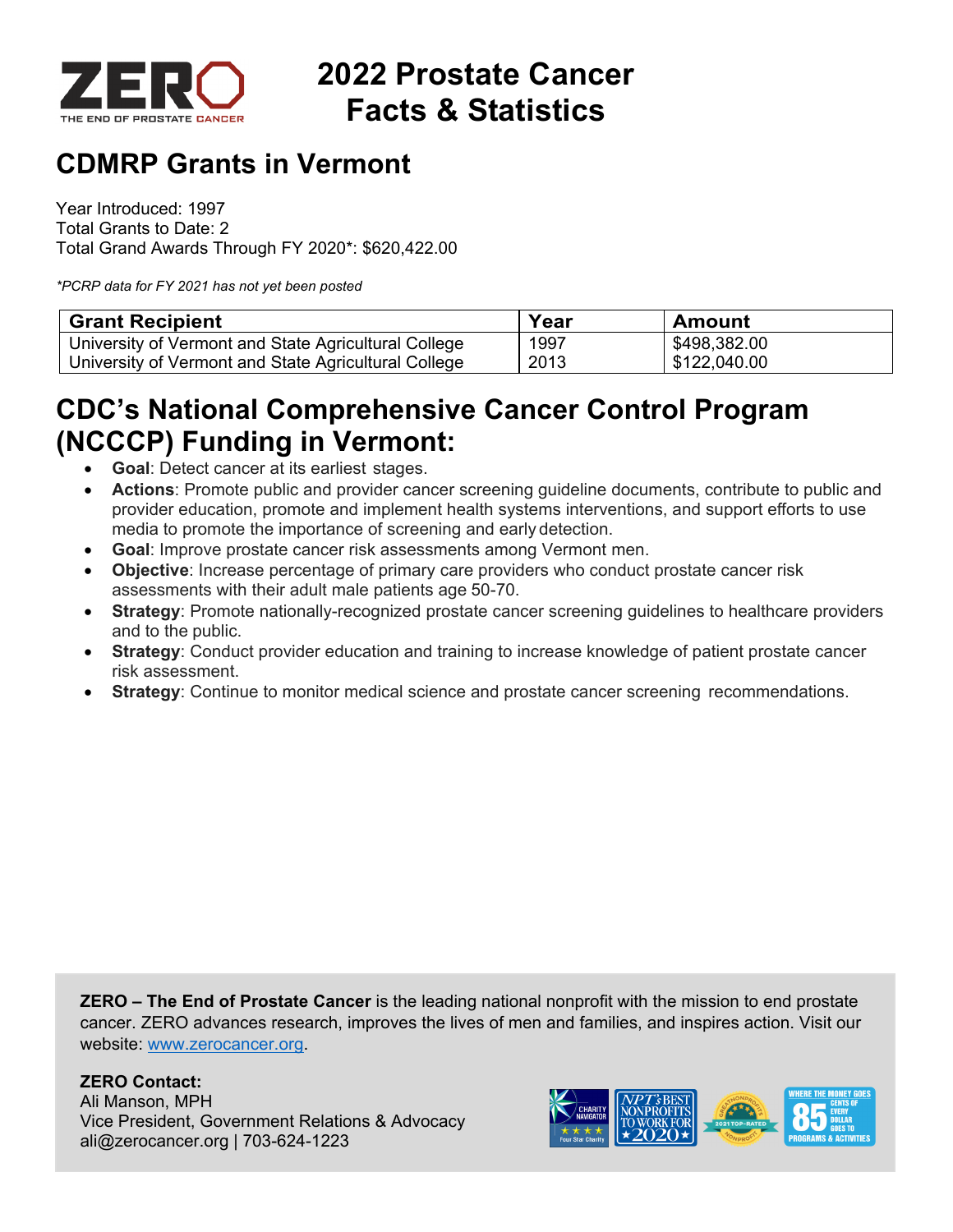# 2022 Prostate Cancer Facts & Statistics

## CDMRP Grants in Vermont

Year Introduced: 1997
Total Grants to Date: 2
Total Grand Awards Through FY 2020*: $620,422.00

*\*PCRP data for FY 2021 has not yet been posted*

| Grant Recipient | Year | Amount |
|---|---|---|
| University of Vermont and State Agricultural College | 1997 | $498,382.00 |
| University of Vermont and State Agricultural College | 2013 | $122,040.00 |

## CDC's National Comprehensive Cancer Control Program (NCCCP) Funding in Vermont:

- **Goal**: Detect cancer at its earliest stages.
- **Actions**: Promote public and provider cancer screening guideline documents, contribute to public and provider education, promote and implement health systems interventions, and support efforts to use media to promote the importance of screening and early detection.
- **Goal**: Improve prostate cancer risk assessments among Vermont men.
- **Objective**: Increase percentage of primary care providers who conduct prostate cancer risk assessments with their adult male patients age 50-70.
- **Strategy**: Promote nationally-recognized prostate cancer screening guidelines to healthcare providers and to the public.
- **Strategy**: Conduct provider education and training to increase knowledge of patient prostate cancer risk assessment.
- **Strategy**: Continue to monitor medical science and prostate cancer screening recommendations.

**ZERO – The End of Prostate Cancer** is the leading national nonprofit with the mission to end prostate cancer. ZERO advances research, improves the lives of men and families, and inspires action. Visit our website: www.zerocancer.org.

**ZERO Contact:**
Ali Manson, MPH
Vice President, Government Relations & Advocacy
ali@zerocancer.org | 703-624-1223